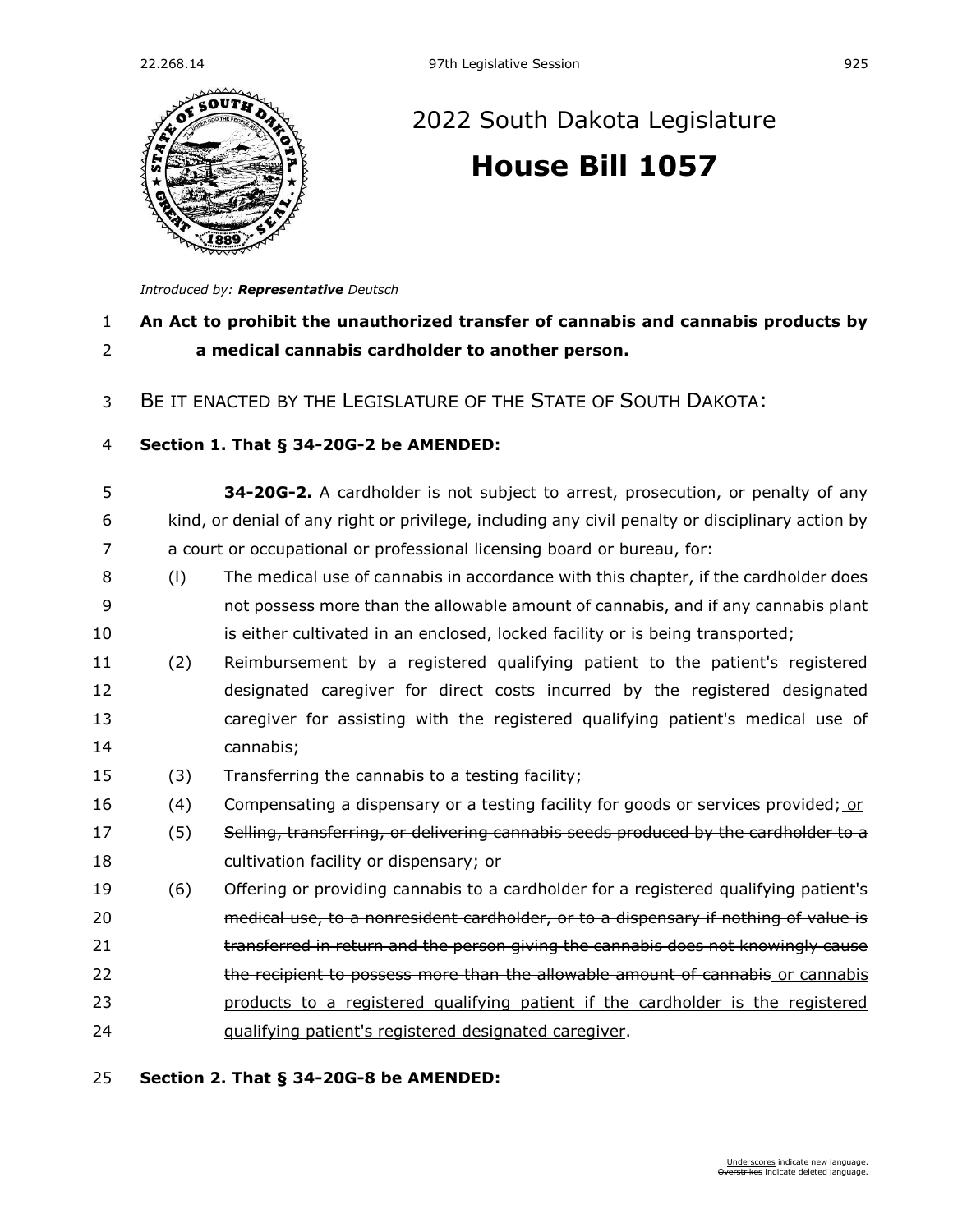# 2022 South Dakota Legislature

## House Bill 1057

*Introduced by:* ***Representative*** *Deutsch*

**An Act to prohibit the unauthorized transfer of cannabis and cannabis products by a medical cannabis cardholder to another person.**

BE IT ENACTED BY THE LEGISLATURE OF THE STATE OF SOUTH DAKOTA:

**Section 1. That § 34-20G-2 be AMENDED:**

**34-20G-2.** A cardholder is not subject to arrest, prosecution, or penalty of any kind, or denial of any right or privilege, including any civil penalty or disciplinary action by a court or occupational or professional licensing board or bureau, for:

(l) The medical use of cannabis in accordance with this chapter, if the cardholder does not possess more than the allowable amount of cannabis, and if any cannabis plant is either cultivated in an enclosed, locked facility or is being transported;

(2) Reimbursement by a registered qualifying patient to the patient's registered designated caregiver for direct costs incurred by the registered designated caregiver for assisting with the registered qualifying patient's medical use of cannabis;

(3) Transferring the cannabis to a testing facility;

(4) Compensating a dispensary or a testing facility for goods or services provided; <u>or</u>

(5) ~~Selling, transferring, or delivering cannabis seeds produced by the cardholder to a cultivation facility or dispensary; or~~

~~(6)~~ Offering or providing cannabis ~~to a cardholder for a registered qualifying patient's medical use, to a nonresident cardholder, or to a dispensary if nothing of value is transferred in return and the person giving the cannabis does not knowingly cause the recipient to possess more than the allowable amount of cannabis~~ <u>or cannabis products to a registered qualifying patient if the cardholder is the registered qualifying patient's registered designated caregiver</u>.

**Section 2. That § 34-20G-8 be AMENDED:**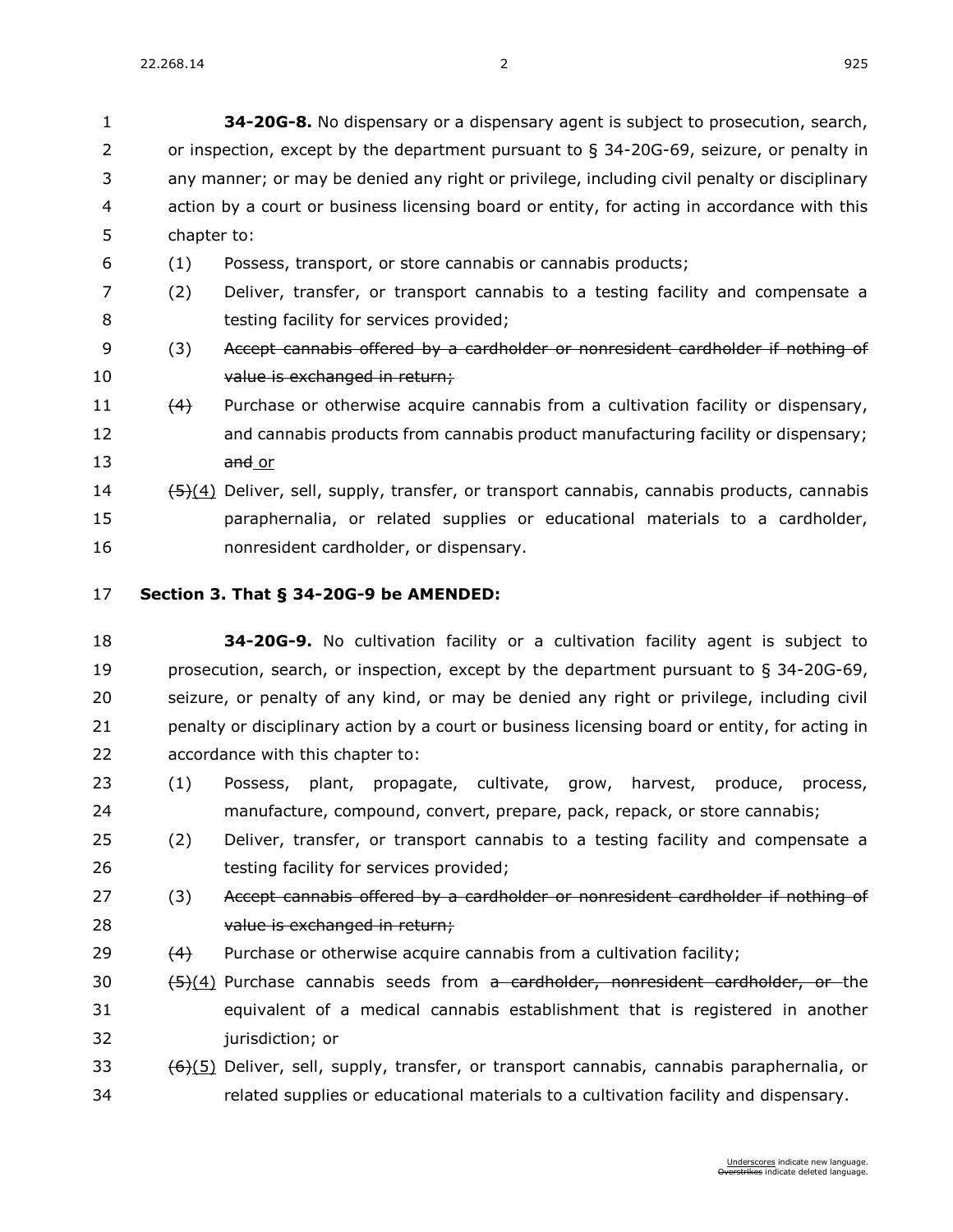**34-20G-8.** No dispensary or a dispensary agent is subject to prosecution, search, or inspection, except by the department pursuant to § 34-20G-69, seizure, or penalty in any manner; or may be denied any right or privilege, including civil penalty or disciplinary action by a court or business licensing board or entity, for acting in accordance with this chapter to:

(1) Possess, transport, or store cannabis or cannabis products;

(2) Deliver, transfer, or transport cannabis to a testing facility and compensate a testing facility for services provided;

(3) ~~Accept cannabis offered by a cardholder or nonresident cardholder if nothing of value is exchanged in return;~~

~~(4)~~ Purchase or otherwise acquire cannabis from a cultivation facility or dispensary, and cannabis products from cannabis product manufacturing facility or dispensary; ~~and~~ <u>or</u>

~~(5)~~<u>(4)</u> Deliver, sell, supply, transfer, or transport cannabis, cannabis products, cannabis paraphernalia, or related supplies or educational materials to a cardholder, nonresident cardholder, or dispensary.

**Section 3. That § 34-20G-9 be AMENDED:**

**34-20G-9.** No cultivation facility or a cultivation facility agent is subject to prosecution, search, or inspection, except by the department pursuant to § 34-20G-69, seizure, or penalty of any kind, or may be denied any right or privilege, including civil penalty or disciplinary action by a court or business licensing board or entity, for acting in accordance with this chapter to:

(1) Possess, plant, propagate, cultivate, grow, harvest, produce, process, manufacture, compound, convert, prepare, pack, repack, or store cannabis;

(2) Deliver, transfer, or transport cannabis to a testing facility and compensate a testing facility for services provided;

(3) ~~Accept cannabis offered by a cardholder or nonresident cardholder if nothing of value is exchanged in return;~~

~~(4)~~ Purchase or otherwise acquire cannabis from a cultivation facility;

~~(5)~~<u>(4)</u> Purchase cannabis seeds from ~~a cardholder, nonresident cardholder, or~~ the equivalent of a medical cannabis establishment that is registered in another jurisdiction; or

~~(6)~~<u>(5)</u> Deliver, sell, supply, transfer, or transport cannabis, cannabis paraphernalia, or related supplies or educational materials to a cultivation facility and dispensary.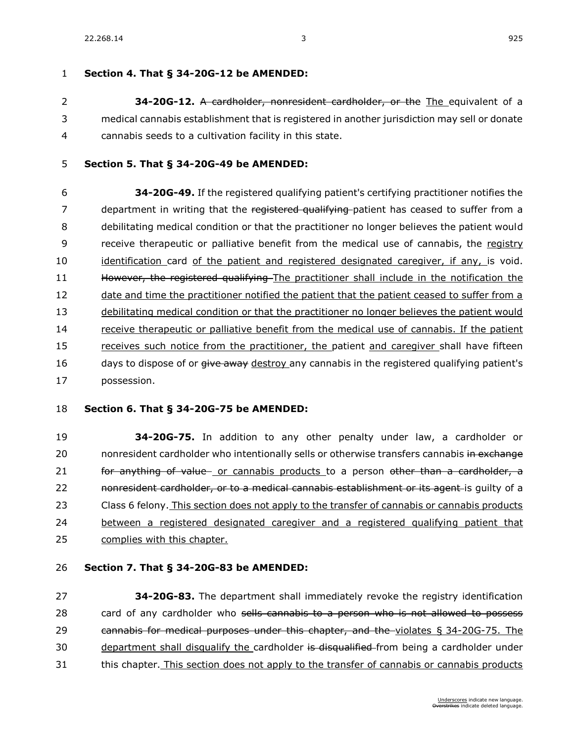**Section 4. That § 34-20G-12 be AMENDED:**

**34-20G-12.** ~~A cardholder, nonresident cardholder, or the~~ <u>The</u> equivalent of a medical cannabis establishment that is registered in another jurisdiction may sell or donate cannabis seeds to a cultivation facility in this state.

**Section 5. That § 34-20G-49 be AMENDED:**

**34-20G-49.** If the registered qualifying patient's certifying practitioner notifies the department in writing that the ~~registered qualifying~~ patient has ceased to suffer from a debilitating medical condition or that the practitioner no longer believes the patient would receive therapeutic or palliative benefit from the medical use of cannabis, the <u>registry identification</u> card <u>of the patient and registered designated caregiver, if any,</u> is void. ~~However, the registered qualifying~~ <u>The practitioner shall include in the notification the date and time the practitioner notified the patient that the patient ceased to suffer from a debilitating medical condition or that the practitioner no longer believes the patient would receive therapeutic or palliative benefit from the medical use of cannabis. If the patient receives such notice from the practitioner, the</u> patient <u>and caregiver</u> shall have fifteen days to dispose of or ~~give away~~ <u>destroy</u> any cannabis in the registered qualifying patient's possession.

**Section 6. That § 34-20G-75 be AMENDED:**

**34-20G-75.** In addition to any other penalty under law, a cardholder or nonresident cardholder who intentionally sells or otherwise transfers cannabis ~~in exchange for anything of value~~ <u>or cannabis products</u> to a person ~~other than a cardholder, a nonresident cardholder, or to a medical cannabis establishment or its agent~~ is guilty of a Class 6 felony. <u>This section does not apply to the transfer of cannabis or cannabis products between a registered designated caregiver and a registered qualifying patient that complies with this chapter.</u>

**Section 7. That § 34-20G-83 be AMENDED:**

**34-20G-83.** The department shall immediately revoke the registry identification card of any cardholder who ~~sells cannabis to a person who is not allowed to possess cannabis for medical purposes under this chapter, and the~~ <u>violates § 34-20G-75. The department shall disqualify the</u> cardholder ~~is disqualified~~ from being a cardholder under this chapter. <u>This section does not apply to the transfer of cannabis or cannabis products</u>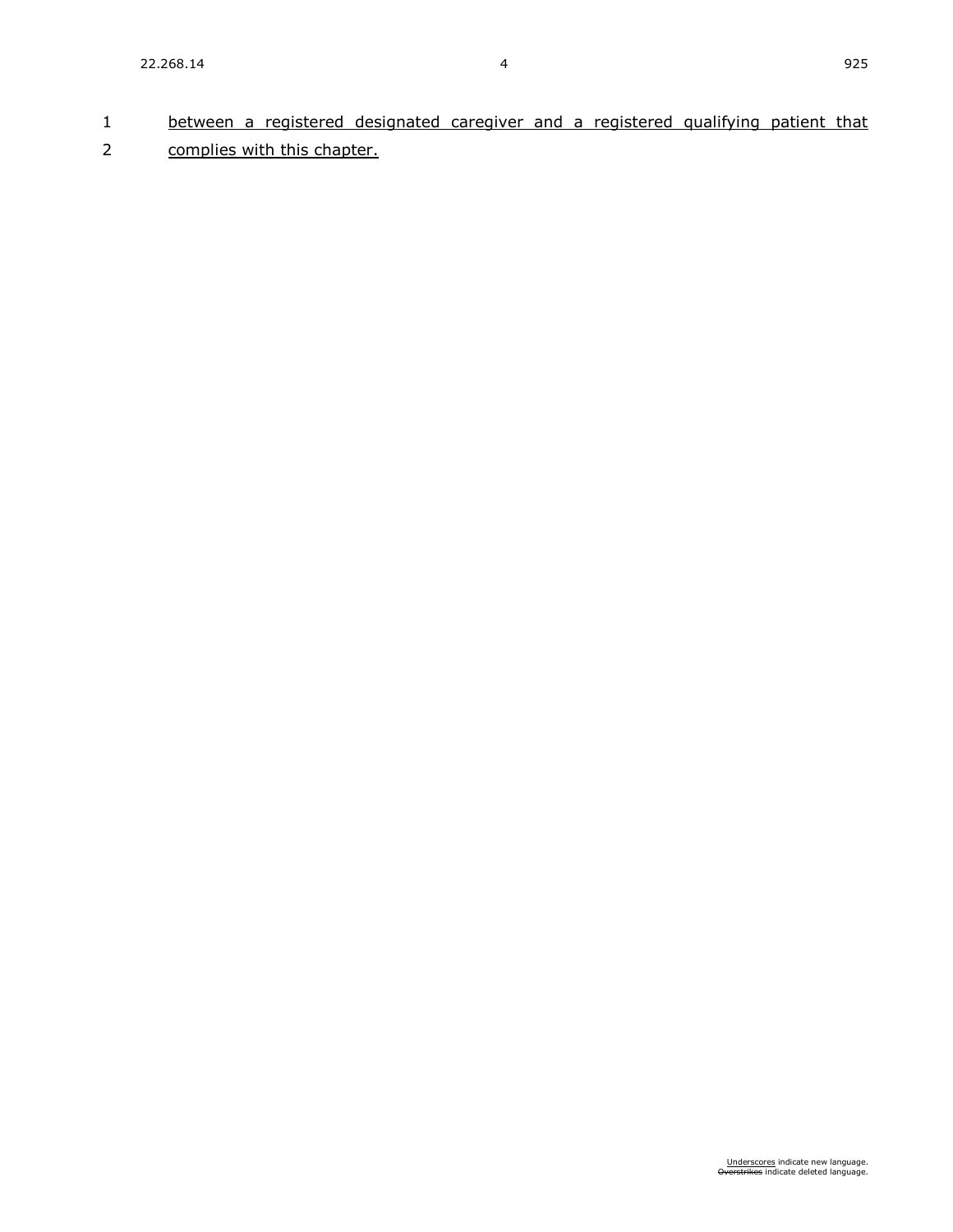<u>between a registered designated caregiver and a registered qualifying patient that complies with this chapter.</u>

<u>Underscores</u> indicate new language.
~~Overstrikes~~ indicate deleted language.